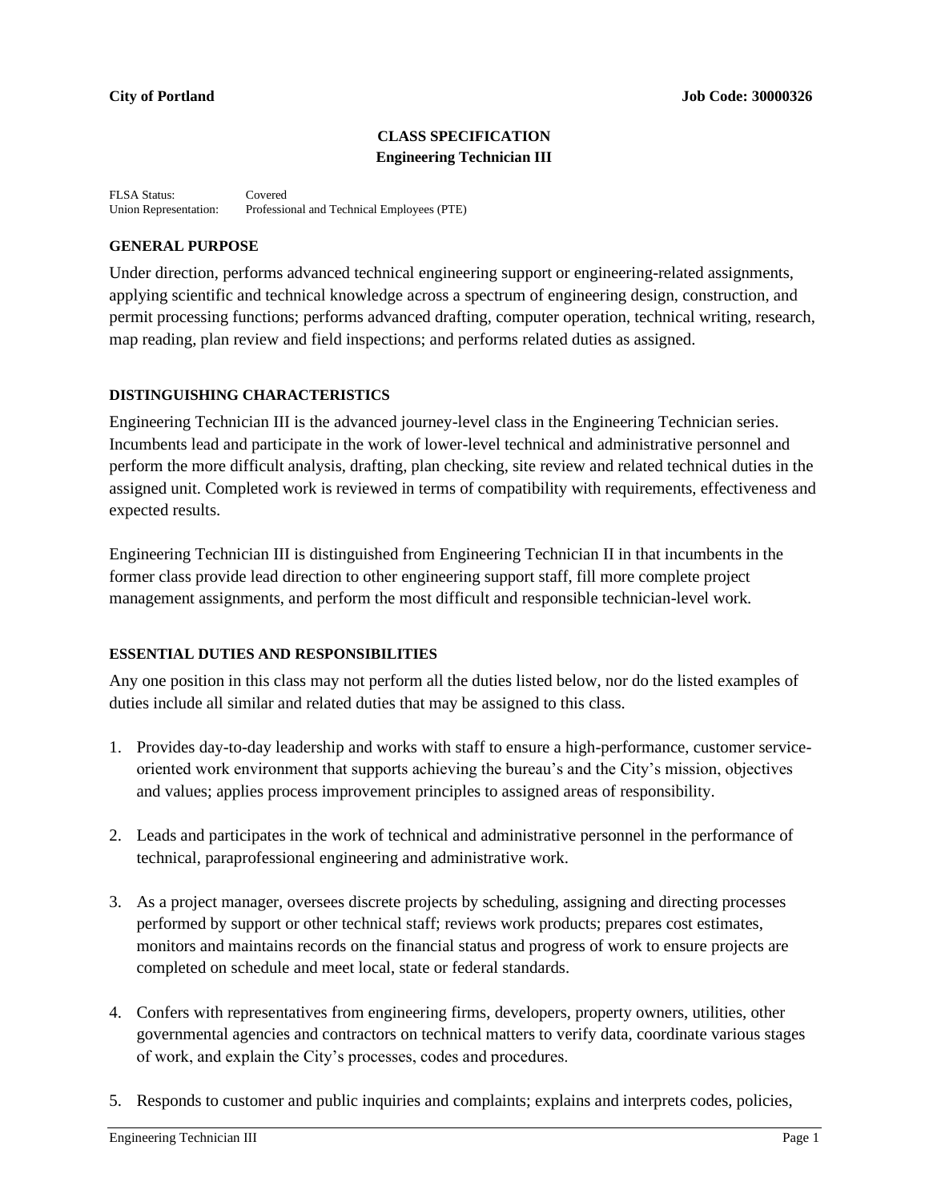**City of Portland** **Job Code: 30000326**

# CLASS SPECIFICATION
## Engineering Technician III

FLSA Status: Covered
Union Representation: Professional and Technical Employees (PTE)

### GENERAL PURPOSE

Under direction, performs advanced technical engineering support or engineering-related assignments, applying scientific and technical knowledge across a spectrum of engineering design, construction, and permit processing functions; performs advanced drafting, computer operation, technical writing, research, map reading, plan review and field inspections; and performs related duties as assigned.

### DISTINGUISHING CHARACTERISTICS

Engineering Technician III is the advanced journey-level class in the Engineering Technician series. Incumbents lead and participate in the work of lower-level technical and administrative personnel and perform the more difficult analysis, drafting, plan checking, site review and related technical duties in the assigned unit. Completed work is reviewed in terms of compatibility with requirements, effectiveness and expected results.

Engineering Technician III is distinguished from Engineering Technician II in that incumbents in the former class provide lead direction to other engineering support staff, fill more complete project management assignments, and perform the most difficult and responsible technician-level work.

### ESSENTIAL DUTIES AND RESPONSIBILITIES

Any one position in this class may not perform all the duties listed below, nor do the listed examples of duties include all similar and related duties that may be assigned to this class.

1. Provides day-to-day leadership and works with staff to ensure a high-performance, customer service-oriented work environment that supports achieving the bureau's and the City's mission, objectives and values; applies process improvement principles to assigned areas of responsibility.

2. Leads and participates in the work of technical and administrative personnel in the performance of technical, paraprofessional engineering and administrative work.

3. As a project manager, oversees discrete projects by scheduling, assigning and directing processes performed by support or other technical staff; reviews work products; prepares cost estimates, monitors and maintains records on the financial status and progress of work to ensure projects are completed on schedule and meet local, state or federal standards.

4. Confers with representatives from engineering firms, developers, property owners, utilities, other governmental agencies and contractors on technical matters to verify data, coordinate various stages of work, and explain the City's processes, codes and procedures.

5. Responds to customer and public inquiries and complaints; explains and interprets codes, policies,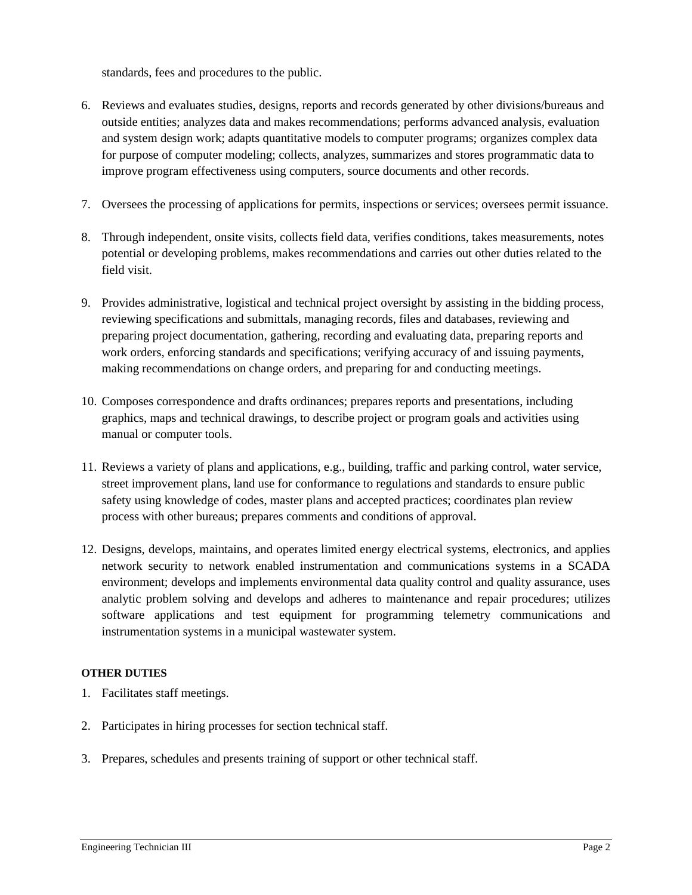standards, fees and procedures to the public.

6. Reviews and evaluates studies, designs, reports and records generated by other divisions/bureaus and outside entities; analyzes data and makes recommendations; performs advanced analysis, evaluation and system design work; adapts quantitative models to computer programs; organizes complex data for purpose of computer modeling; collects, analyzes, summarizes and stores programmatic data to improve program effectiveness using computers, source documents and other records.

7. Oversees the processing of applications for permits, inspections or services; oversees permit issuance.

8. Through independent, onsite visits, collects field data, verifies conditions, takes measurements, notes potential or developing problems, makes recommendations and carries out other duties related to the field visit.

9. Provides administrative, logistical and technical project oversight by assisting in the bidding process, reviewing specifications and submittals, managing records, files and databases, reviewing and preparing project documentation, gathering, recording and evaluating data, preparing reports and work orders, enforcing standards and specifications; verifying accuracy of and issuing payments, making recommendations on change orders, and preparing for and conducting meetings.

10. Composes correspondence and drafts ordinances; prepares reports and presentations, including graphics, maps and technical drawings, to describe project or program goals and activities using manual or computer tools.

11. Reviews a variety of plans and applications, e.g., building, traffic and parking control, water service, street improvement plans, land use for conformance to regulations and standards to ensure public safety using knowledge of codes, master plans and accepted practices; coordinates plan review process with other bureaus; prepares comments and conditions of approval.

12. Designs, develops, maintains, and operates limited energy electrical systems, electronics, and applies network security to network enabled instrumentation and communications systems in a SCADA environment; develops and implements environmental data quality control and quality assurance, uses analytic problem solving and develops and adheres to maintenance and repair procedures; utilizes software applications and test equipment for programming telemetry communications and instrumentation systems in a municipal wastewater system.

**OTHER DUTIES**

1. Facilitates staff meetings.

2. Participates in hiring processes for section technical staff.

3. Prepares, schedules and presents training of support or other technical staff.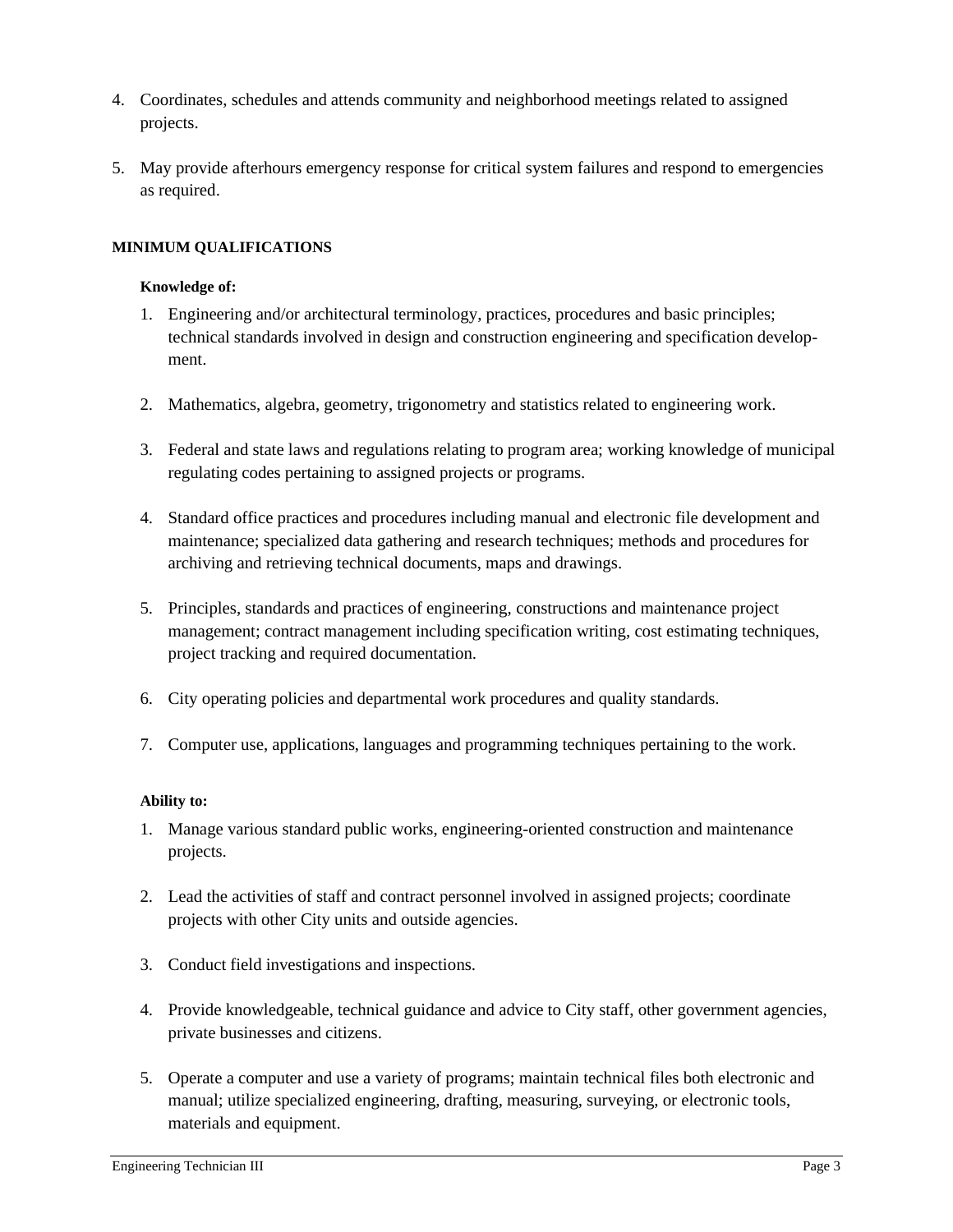4. Coordinates, schedules and attends community and neighborhood meetings related to assigned projects.

5. May provide afterhours emergency response for critical system failures and respond to emergencies as required.

**MINIMUM QUALIFICATIONS**

**Knowledge of:**

1. Engineering and/or architectural terminology, practices, procedures and basic principles; technical standards involved in design and construction engineering and specification development.

2. Mathematics, algebra, geometry, trigonometry and statistics related to engineering work.

3. Federal and state laws and regulations relating to program area; working knowledge of municipal regulating codes pertaining to assigned projects or programs.

4. Standard office practices and procedures including manual and electronic file development and maintenance; specialized data gathering and research techniques; methods and procedures for archiving and retrieving technical documents, maps and drawings.

5. Principles, standards and practices of engineering, constructions and maintenance project management; contract management including specification writing, cost estimating techniques, project tracking and required documentation.

6. City operating policies and departmental work procedures and quality standards.

7. Computer use, applications, languages and programming techniques pertaining to the work.

**Ability to:**

1. Manage various standard public works, engineering-oriented construction and maintenance projects.

2. Lead the activities of staff and contract personnel involved in assigned projects; coordinate projects with other City units and outside agencies.

3. Conduct field investigations and inspections.

4. Provide knowledgeable, technical guidance and advice to City staff, other government agencies, private businesses and citizens.

5. Operate a computer and use a variety of programs; maintain technical files both electronic and manual; utilize specialized engineering, drafting, measuring, surveying, or electronic tools, materials and equipment.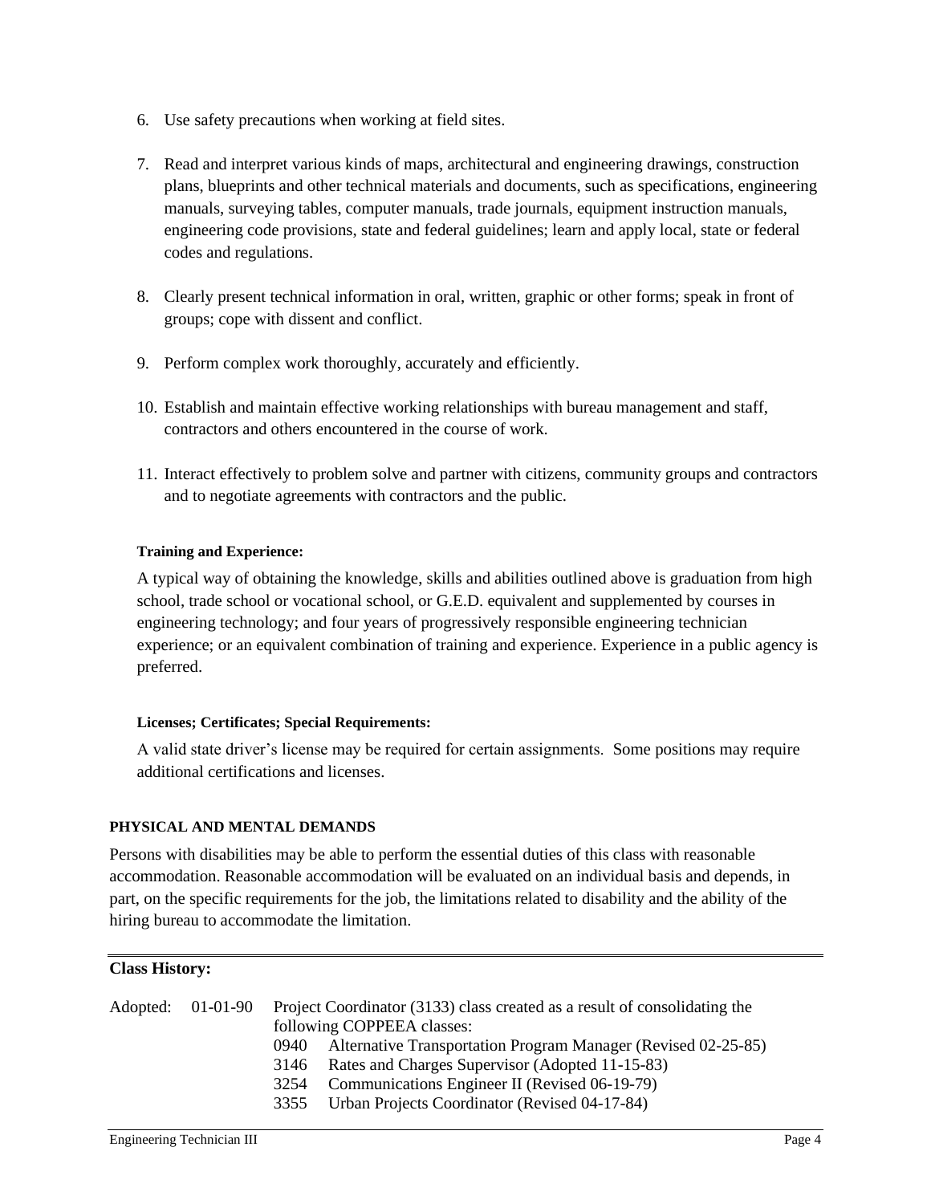6. Use safety precautions when working at field sites.

7. Read and interpret various kinds of maps, architectural and engineering drawings, construction plans, blueprints and other technical materials and documents, such as specifications, engineering manuals, surveying tables, computer manuals, trade journals, equipment instruction manuals, engineering code provisions, state and federal guidelines; learn and apply local, state or federal codes and regulations.

8. Clearly present technical information in oral, written, graphic or other forms; speak in front of groups; cope with dissent and conflict.

9. Perform complex work thoroughly, accurately and efficiently.

10. Establish and maintain effective working relationships with bureau management and staff, contractors and others encountered in the course of work.

11. Interact effectively to problem solve and partner with citizens, community groups and contractors and to negotiate agreements with contractors and the public.

#### Training and Experience:

A typical way of obtaining the knowledge, skills and abilities outlined above is graduation from high school, trade school or vocational school, or G.E.D. equivalent and supplemented by courses in engineering technology; and four years of progressively responsible engineering technician experience; or an equivalent combination of training and experience. Experience in a public agency is preferred.

#### Licenses; Certificates; Special Requirements:

A valid state driver's license may be required for certain assignments. Some positions may require additional certifications and licenses.

### PHYSICAL AND MENTAL DEMANDS

Persons with disabilities may be able to perform the essential duties of this class with reasonable accommodation. Reasonable accommodation will be evaluated on an individual basis and depends, in part, on the specific requirements for the job, the limitations related to disability and the ability of the hiring bureau to accommodate the limitation.

---

**Class History:**

Adopted: 01-01-90 Project Coordinator (3133) class created as a result of consolidating the following COPPEEA classes:

- 0940 Alternative Transportation Program Manager (Revised 02-25-85)
- 3146 Rates and Charges Supervisor (Adopted 11-15-83)
- 3254 Communications Engineer II (Revised 06-19-79)
- 3355 Urban Projects Coordinator (Revised 04-17-84)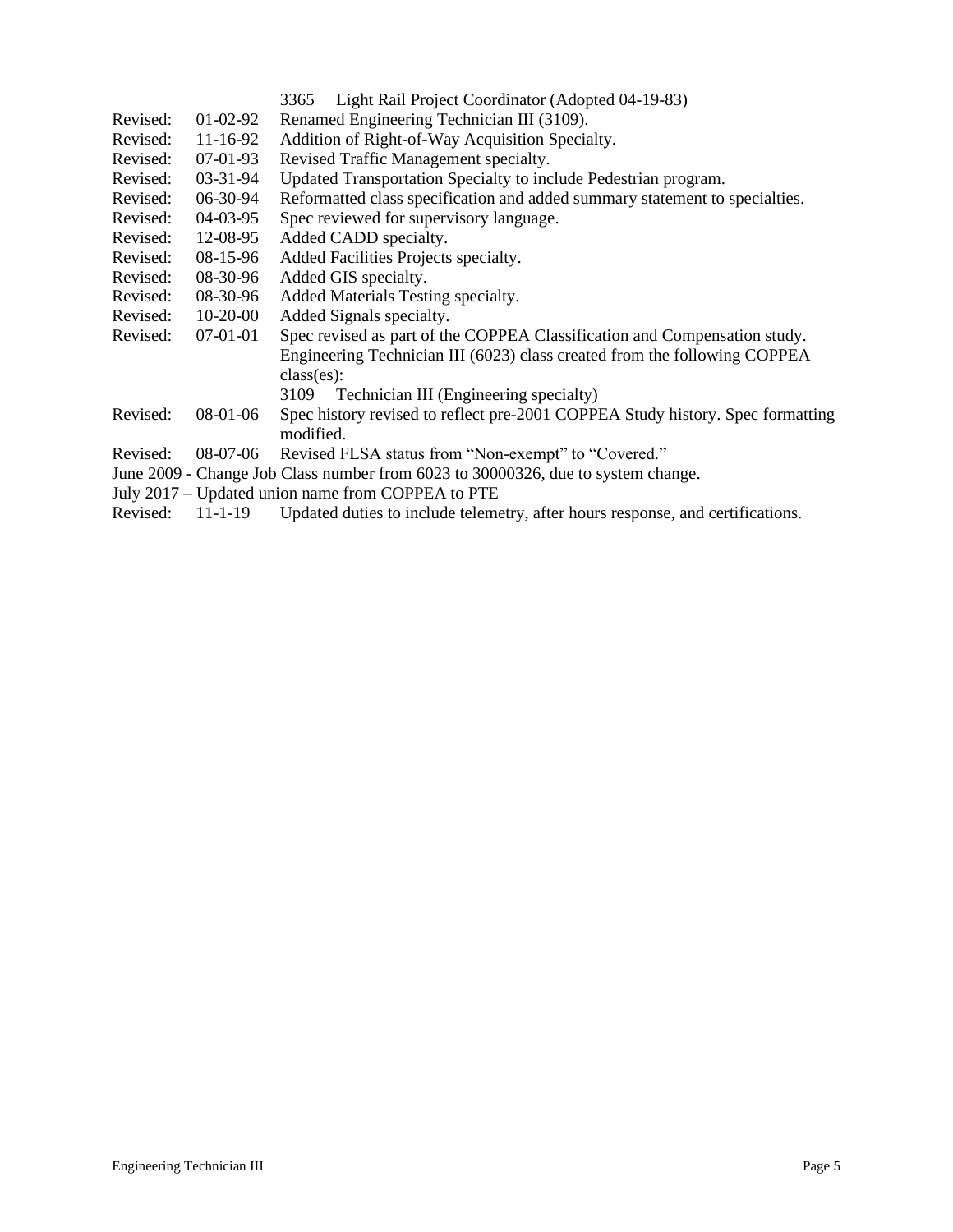| | | |
|---|---|---|
| | | 3365 Light Rail Project Coordinator (Adopted 04-19-83) |
| Revised: | 01-02-92 | Renamed Engineering Technician III (3109). |
| Revised: | 11-16-92 | Addition of Right-of-Way Acquisition Specialty. |
| Revised: | 07-01-93 | Revised Traffic Management specialty. |
| Revised: | 03-31-94 | Updated Transportation Specialty to include Pedestrian program. |
| Revised: | 06-30-94 | Reformatted class specification and added summary statement to specialties. |
| Revised: | 04-03-95 | Spec reviewed for supervisory language. |
| Revised: | 12-08-95 | Added CADD specialty. |
| Revised: | 08-15-96 | Added Facilities Projects specialty. |
| Revised: | 08-30-96 | Added GIS specialty. |
| Revised: | 08-30-96 | Added Materials Testing specialty. |
| Revised: | 10-20-00 | Added Signals specialty. |
| Revised: | 07-01-01 | Spec revised as part of the COPPEA Classification and Compensation study. Engineering Technician III (6023) class created from the following COPPEA class(es):<br>3109 Technician III (Engineering specialty) |
| Revised: | 08-01-06 | Spec history revised to reflect pre-2001 COPPEA Study history. Spec formatting modified. |
| Revised: | 08-07-06 | Revised FLSA status from "Non-exempt" to "Covered." |

June 2009 - Change Job Class number from 6023 to 30000326, due to system change.

July 2017 – Updated union name from COPPEA to PTE

| | | |
|---|---|---|
| Revised: | 11-1-19 | Updated duties to include telemetry, after hours response, and certifications. |